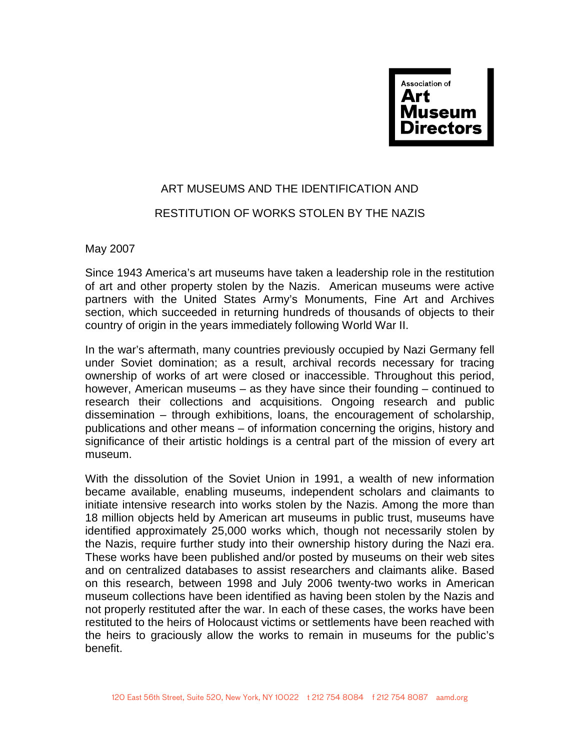Association of Art Museum Directors

# ART MUSEUMS AND THE IDENTIFICATION AND RESTITUTION OF WORKS STOLEN BY THE NAZIS

May 2007

Since 1943 America's art museums have taken a leadership role in the restitution of art and other property stolen by the Nazis. American museums were active partners with the United States Army's Monuments, Fine Art and Archives section, which succeeded in returning hundreds of thousands of objects to their country of origin in the years immediately following World War II.

In the war's aftermath, many countries previously occupied by Nazi Germany fell under Soviet domination; as a result, archival records necessary for tracing ownership of works of art were closed or inaccessible. Throughout this period, however, American museums – as they have since their founding – continued to research their collections and acquisitions. Ongoing research and public dissemination – through exhibitions, loans, the encouragement of scholarship, publications and other means – of information concerning the origins, history and significance of their artistic holdings is a central part of the mission of every art museum.

With the dissolution of the Soviet Union in 1991, a wealth of new information became available, enabling museums, independent scholars and claimants to initiate intensive research into works stolen by the Nazis. Among the more than 18 million objects held by American art museums in public trust, museums have identified approximately 25,000 works which, though not necessarily stolen by the Nazis, require further study into their ownership history during the Nazi era. These works have been published and/or posted by museums on their web sites and on centralized databases to assist researchers and claimants alike. Based on this research, between 1998 and July 2006 twenty-two works in American museum collections have been identified as having been stolen by the Nazis and not properly restituted after the war. In each of these cases, the works have been restituted to the heirs of Holocaust victims or settlements have been reached with the heirs to graciously allow the works to remain in museums for the public's benefit.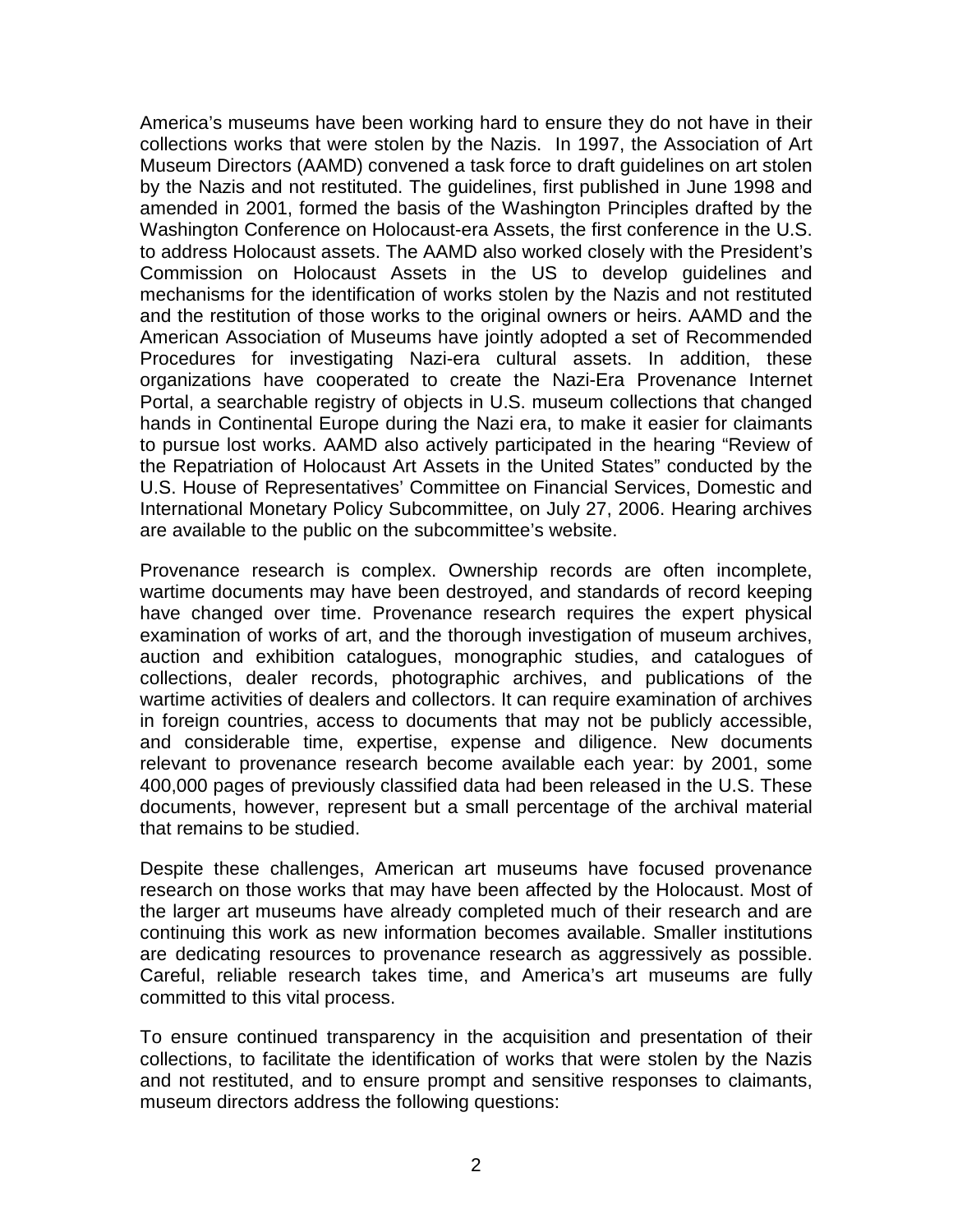America's museums have been working hard to ensure they do not have in their collections works that were stolen by the Nazis. In 1997, the Association of Art Museum Directors (AAMD) convened a task force to draft guidelines on art stolen by the Nazis and not restituted. The guidelines, first published in June 1998 and amended in 2001, formed the basis of the Washington Principles drafted by the Washington Conference on Holocaust-era Assets, the first conference in the U.S. to address Holocaust assets. The AAMD also worked closely with the President's Commission on Holocaust Assets in the US to develop guidelines and mechanisms for the identification of works stolen by the Nazis and not restituted and the restitution of those works to the original owners or heirs. AAMD and the American Association of Museums have jointly adopted a set of Recommended Procedures for investigating Nazi-era cultural assets. In addition, these organizations have cooperated to create the Nazi-Era Provenance Internet Portal, a searchable registry of objects in U.S. museum collections that changed hands in Continental Europe during the Nazi era, to make it easier for claimants to pursue lost works. AAMD also actively participated in the hearing "Review of the Repatriation of Holocaust Art Assets in the United States" conducted by the U.S. House of Representatives' Committee on Financial Services, Domestic and International Monetary Policy Subcommittee, on July 27, 2006. Hearing archives are available to the public on the subcommittee's website.

Provenance research is complex. Ownership records are often incomplete, wartime documents may have been destroyed, and standards of record keeping have changed over time. Provenance research requires the expert physical examination of works of art, and the thorough investigation of museum archives, auction and exhibition catalogues, monographic studies, and catalogues of collections, dealer records, photographic archives, and publications of the wartime activities of dealers and collectors. It can require examination of archives in foreign countries, access to documents that may not be publicly accessible, and considerable time, expertise, expense and diligence. New documents relevant to provenance research become available each year: by 2001, some 400,000 pages of previously classified data had been released in the U.S. These documents, however, represent but a small percentage of the archival material that remains to be studied.

Despite these challenges, American art museums have focused provenance research on those works that may have been affected by the Holocaust. Most of the larger art museums have already completed much of their research and are continuing this work as new information becomes available. Smaller institutions are dedicating resources to provenance research as aggressively as possible. Careful, reliable research takes time, and America's art museums are fully committed to this vital process.

To ensure continued transparency in the acquisition and presentation of their collections, to facilitate the identification of works that were stolen by the Nazis and not restituted, and to ensure prompt and sensitive responses to claimants, museum directors address the following questions: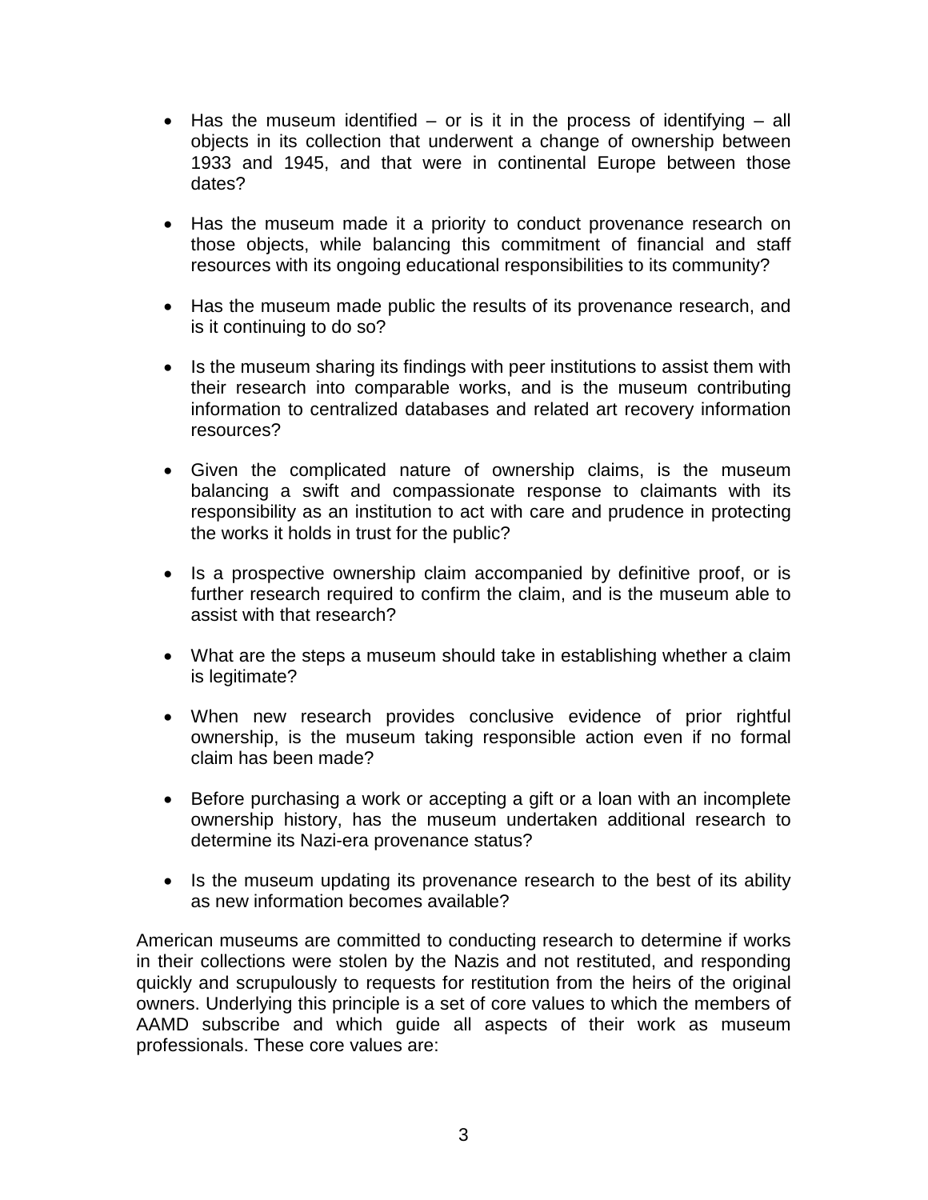- Has the museum identified – or is it in the process of identifying – all objects in its collection that underwent a change of ownership between 1933 and 1945, and that were in continental Europe between those dates?

- Has the museum made it a priority to conduct provenance research on those objects, while balancing this commitment of financial and staff resources with its ongoing educational responsibilities to its community?

- Has the museum made public the results of its provenance research, and is it continuing to do so?

- Is the museum sharing its findings with peer institutions to assist them with their research into comparable works, and is the museum contributing information to centralized databases and related art recovery information resources?

- Given the complicated nature of ownership claims, is the museum balancing a swift and compassionate response to claimants with its responsibility as an institution to act with care and prudence in protecting the works it holds in trust for the public?

- Is a prospective ownership claim accompanied by definitive proof, or is further research required to confirm the claim, and is the museum able to assist with that research?

- What are the steps a museum should take in establishing whether a claim is legitimate?

- When new research provides conclusive evidence of prior rightful ownership, is the museum taking responsible action even if no formal claim has been made?

- Before purchasing a work or accepting a gift or a loan with an incomplete ownership history, has the museum undertaken additional research to determine its Nazi-era provenance status?

- Is the museum updating its provenance research to the best of its ability as new information becomes available?

American museums are committed to conducting research to determine if works in their collections were stolen by the Nazis and not restituted, and responding quickly and scrupulously to requests for restitution from the heirs of the original owners. Underlying this principle is a set of core values to which the members of AAMD subscribe and which guide all aspects of their work as museum professionals. These core values are: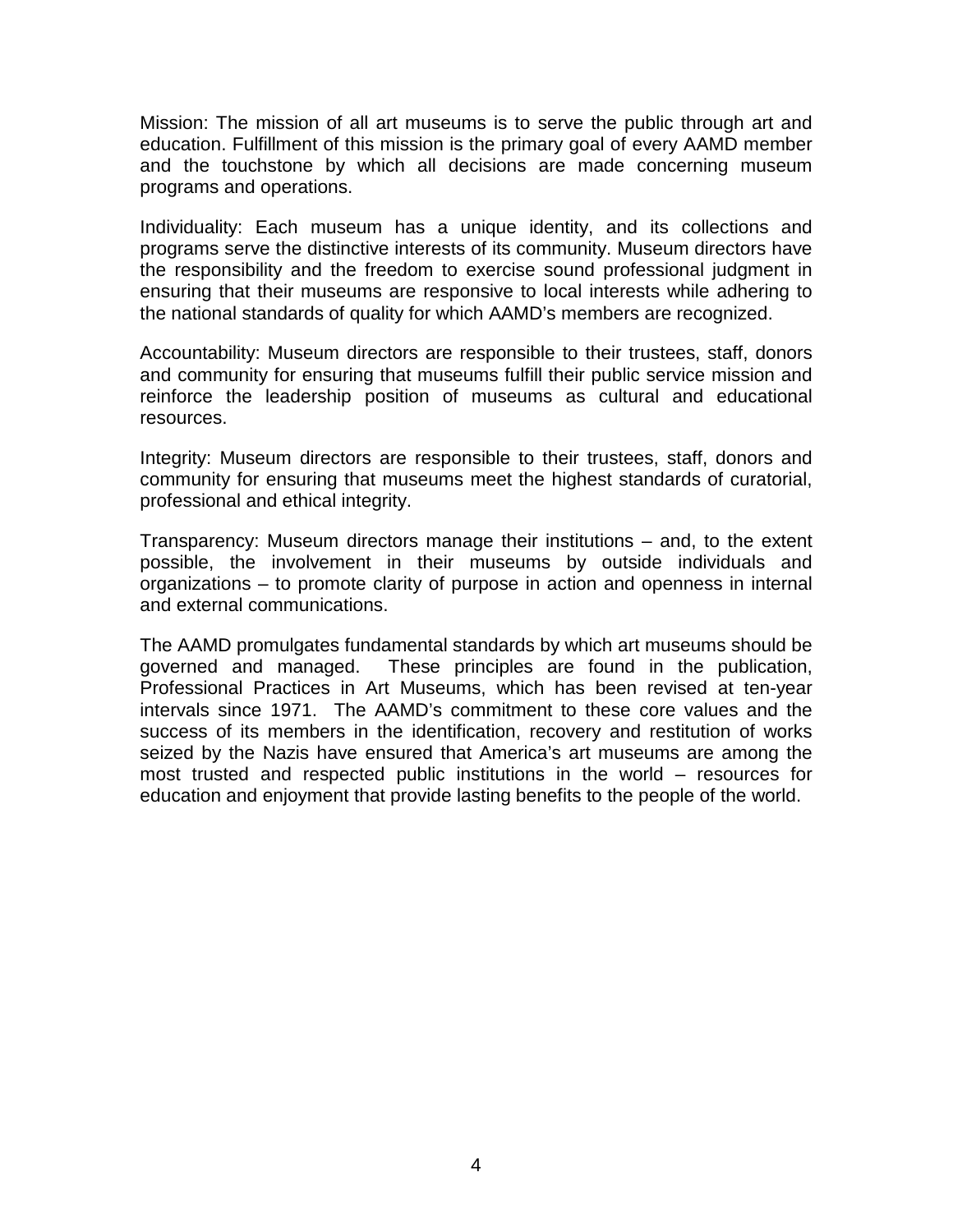Mission: The mission of all art museums is to serve the public through art and education. Fulfillment of this mission is the primary goal of every AAMD member and the touchstone by which all decisions are made concerning museum programs and operations.

Individuality: Each museum has a unique identity, and its collections and programs serve the distinctive interests of its community. Museum directors have the responsibility and the freedom to exercise sound professional judgment in ensuring that their museums are responsive to local interests while adhering to the national standards of quality for which AAMD's members are recognized.

Accountability: Museum directors are responsible to their trustees, staff, donors and community for ensuring that museums fulfill their public service mission and reinforce the leadership position of museums as cultural and educational resources.

Integrity: Museum directors are responsible to their trustees, staff, donors and community for ensuring that museums meet the highest standards of curatorial, professional and ethical integrity.

Transparency: Museum directors manage their institutions – and, to the extent possible, the involvement in their museums by outside individuals and organizations – to promote clarity of purpose in action and openness in internal and external communications.

The AAMD promulgates fundamental standards by which art museums should be governed and managed. These principles are found in the publication, Professional Practices in Art Museums, which has been revised at ten-year intervals since 1971. The AAMD's commitment to these core values and the success of its members in the identification, recovery and restitution of works seized by the Nazis have ensured that America's art museums are among the most trusted and respected public institutions in the world – resources for education and enjoyment that provide lasting benefits to the people of the world.